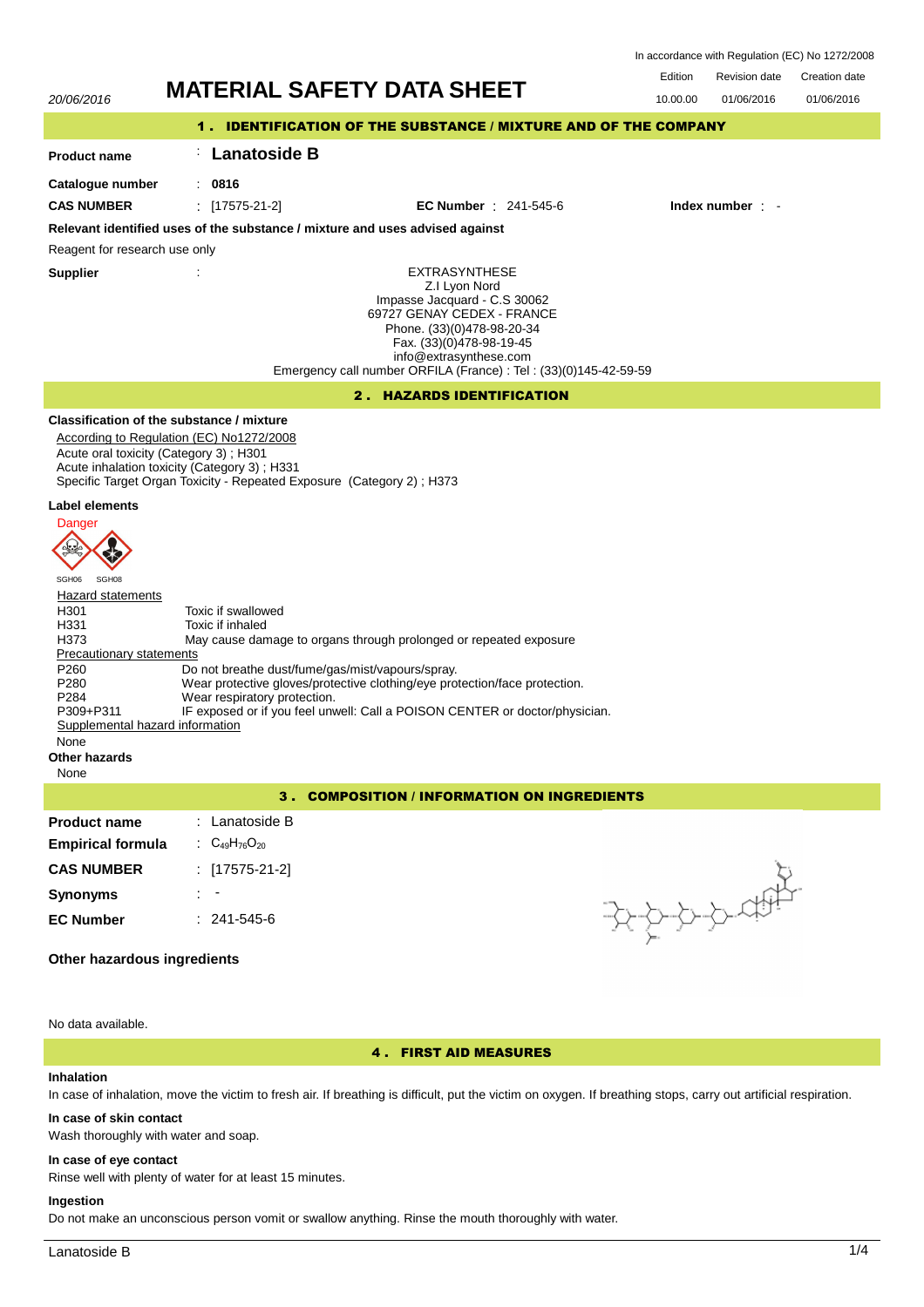In accordance with Regulation (EC) No 1272/2008

| 20/06/2016 | MATERIAL SAFETY DATA SHEET | Edition | Revision date | Creation date |
|---|---|---|---|---|
| | | 10.00.00 | 01/06/2016 | 01/06/2016 |

## 1 . IDENTIFICATION OF THE SUBSTANCE / MIXTURE AND OF THE COMPANY

**Product name** : **Lanatoside B**

**Catalogue number** : **0816**

**CAS NUMBER** : [17575-21-2] **EC Number** : 241-545-6 **Index number** : -

**Relevant identified uses of the substance / mixture and uses advised against**

Reagent for research use only

**Supplier** :

EXTRASYNTHESE
Z.I Lyon Nord
Impasse Jacquard - C.S 30062
69727 GENAY CEDEX - FRANCE
Phone. (33)(0)478-98-20-34
Fax. (33)(0)478-98-19-45
info@extrasynthese.com
Emergency call number ORFILA (France) : Tel : (33)(0)145-42-59-59

## 2 . HAZARDS IDENTIFICATION

**Classification of the substance / mixture**

According to Regulation (EC) No1272/2008
Acute oral toxicity (Category 3) ; H301
Acute inhalation toxicity (Category 3) ; H331
Specific Target Organ Toxicity - Repeated Exposure (Category 2) ; H373

**Label elements**

Danger

SGH06 SGH08

Hazard statements

| | |
|---|---|
| H301 | Toxic if swallowed |
| H331 | Toxic if inhaled |
| H373 | May cause damage to organs through prolonged or repeated exposure |

Precautionary statements

| | |
|---|---|
| P260 | Do not breathe dust/fume/gas/mist/vapours/spray. |
| P280 | Wear protective gloves/protective clothing/eye protection/face protection. |
| P284 | Wear respiratory protection. |
| P309+P311 | IF exposed or if you feel unwell: Call a POISON CENTER or doctor/physician. |

Supplemental hazard information

None

**Other hazards**

None

## 3 . COMPOSITION / INFORMATION ON INGREDIENTS

**Product name** : Lanatoside B

**Empirical formula** : $C_{49}H_{76}O_{20}$

**CAS NUMBER** : [17575-21-2]

**Synonyms** : -

**EC Number** : 241-545-6

**Other hazardous ingredients**

No data available.

## 4 . FIRST AID MEASURES

**Inhalation**

In case of inhalation, move the victim to fresh air. If breathing is difficult, put the victim on oxygen. If breathing stops, carry out artificial respiration.

**In case of skin contact**

Wash thoroughly with water and soap.

**In case of eye contact**

Rinse well with plenty of water for at least 15 minutes.

**Ingestion**

Do not make an unconscious person vomit or swallow anything. Rinse the mouth thoroughly with water.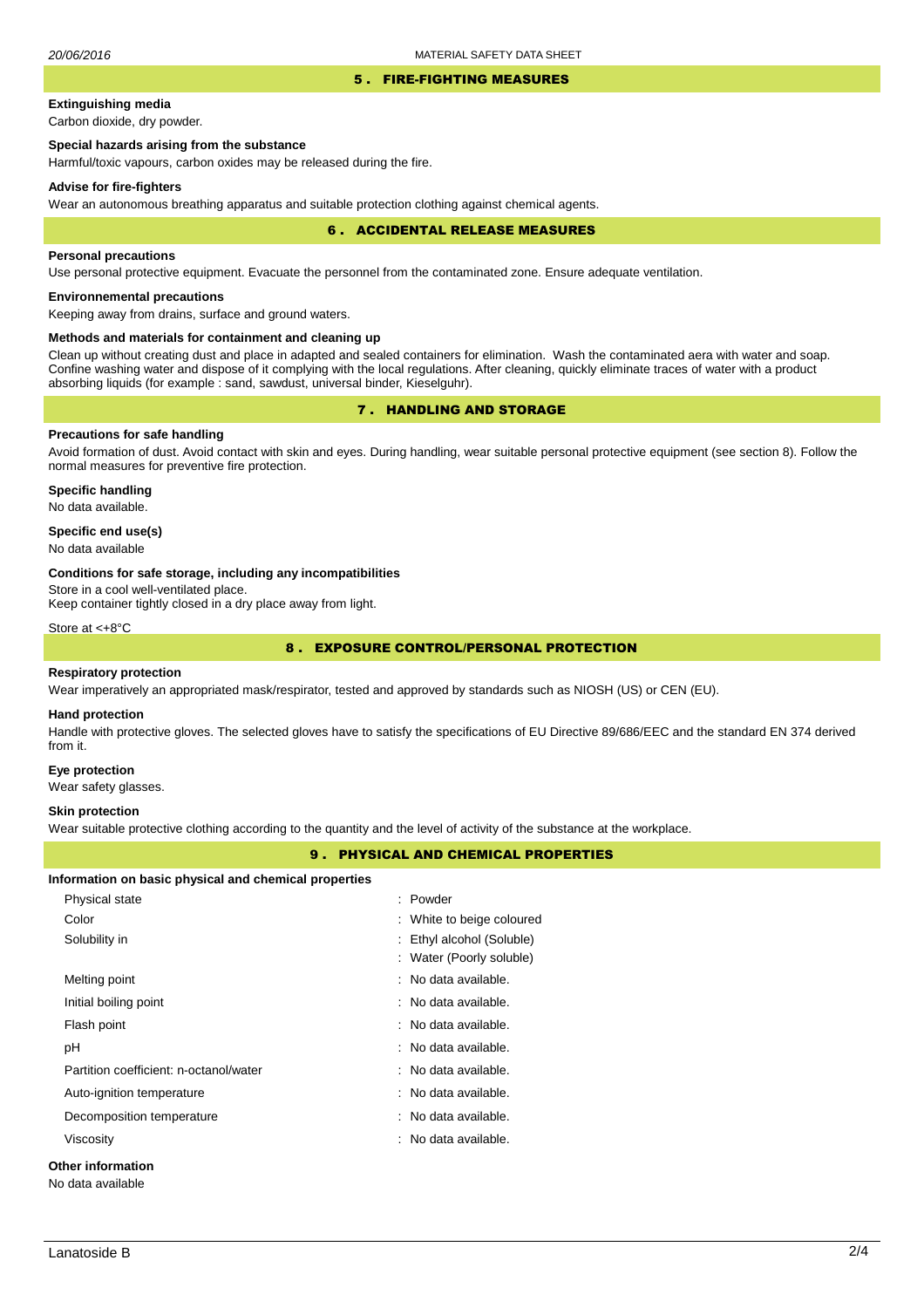## 5 . FIRE-FIGHTING MEASURES

**Extinguishing media**

Carbon dioxide, dry powder.

**Special hazards arising from the substance**

Harmful/toxic vapours, carbon oxides may be released during the fire.

**Advise for fire-fighters**

Wear an autonomous breathing apparatus and suitable protection clothing against chemical agents.

## 6 . ACCIDENTAL RELEASE MEASURES

**Personal precautions**

Use personal protective equipment. Evacuate the personnel from the contaminated zone. Ensure adequate ventilation.

**Environnemental precautions**

Keeping away from drains, surface and ground waters.

**Methods and materials for containment and cleaning up**

Clean up without creating dust and place in adapted and sealed containers for elimination. Wash the contaminated aera with water and soap. Confine washing water and dispose of it complying with the local regulations. After cleaning, quickly eliminate traces of water with a product absorbing liquids (for example : sand, sawdust, universal binder, Kieselguhr).

## 7 . HANDLING AND STORAGE

**Precautions for safe handling**

Avoid formation of dust. Avoid contact with skin and eyes. During handling, wear suitable personal protective equipment (see section 8). Follow the normal measures for preventive fire protection.

**Specific handling**

No data available.

**Specific end use(s)**

No data available

**Conditions for safe storage, including any incompatibilities**

Store in a cool well-ventilated place.
Keep container tightly closed in a dry place away from light.

Store at <+8°C

## 8 . EXPOSURE CONTROL/PERSONAL PROTECTION

**Respiratory protection**

Wear imperatively an appropriated mask/respirator, tested and approved by standards such as NIOSH (US) or CEN (EU).

**Hand protection**

Handle with protective gloves. The selected gloves have to satisfy the specifications of EU Directive 89/686/EEC and the standard EN 374 derived from it.

**Eye protection**

Wear safety glasses.

**Skin protection**

Wear suitable protective clothing according to the quantity and the level of activity of the substance at the workplace.

## 9 . PHYSICAL AND CHEMICAL PROPERTIES

**Information on basic physical and chemical properties**

| | |
|---|---|
| Physical state | : Powder |
| Color | : White to beige coloured |
| Solubility in | : Ethyl alcohol (Soluble) |
| | : Water (Poorly soluble) |
| Melting point | : No data available. |
| Initial boiling point | : No data available. |
| Flash point | : No data available. |
| pH | : No data available. |
| Partition coefficient: n-octanol/water | : No data available. |
| Auto-ignition temperature | : No data available. |
| Decomposition temperature | : No data available. |
| Viscosity | : No data available. |

**Other information**

No data available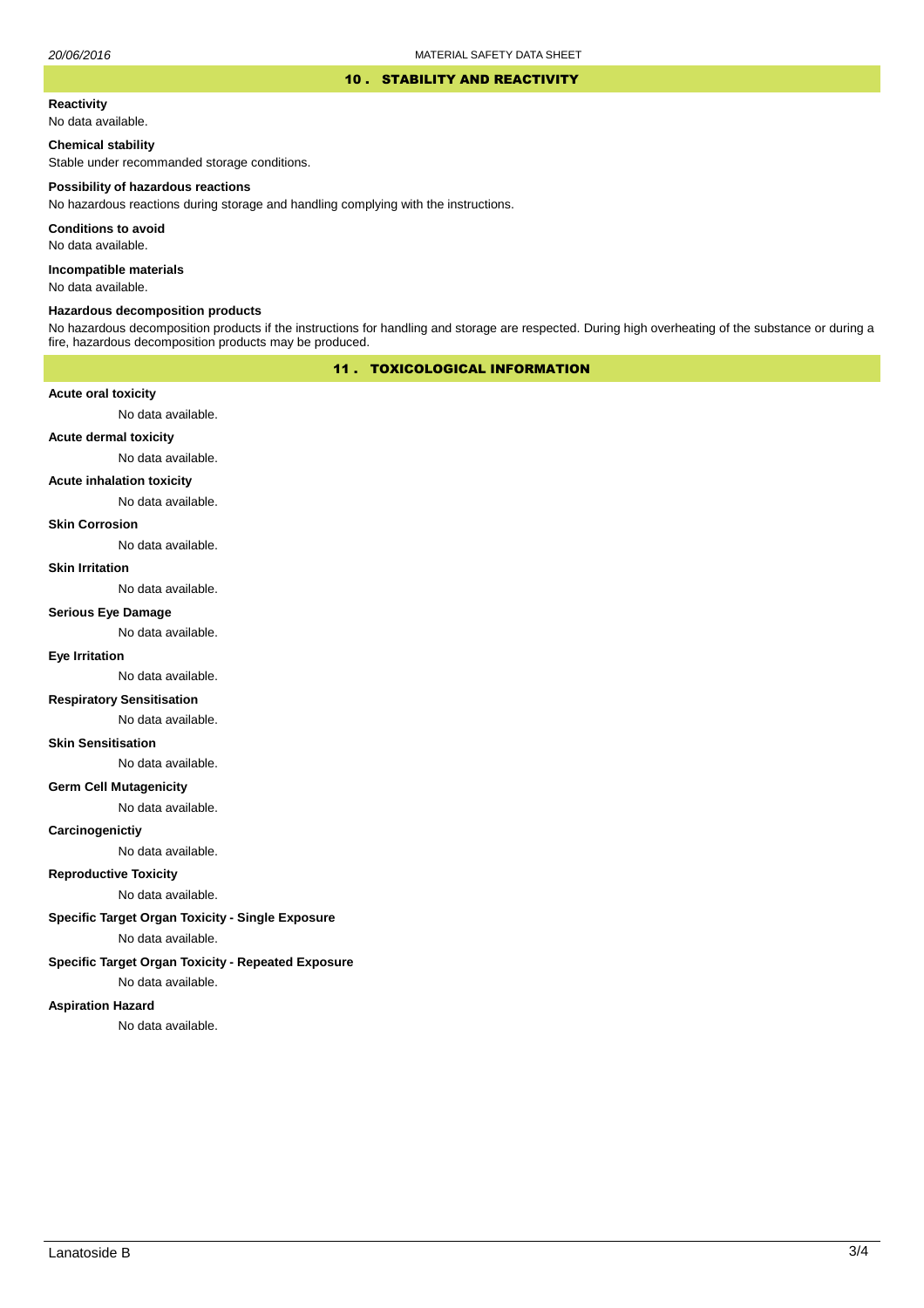## 10 . STABILITY AND REACTIVITY

**Reactivity**

No data available.

**Chemical stability**

Stable under recommanded storage conditions.

**Possibility of hazardous reactions**

No hazardous reactions during storage and handling complying with the instructions.

**Conditions to avoid**

No data available.

**Incompatible materials**

No data available.

**Hazardous decomposition products**

No hazardous decomposition products if the instructions for handling and storage are respected. During high overheating of the substance or during a fire, hazardous decomposition products may be produced.

## 11 . TOXICOLOGICAL INFORMATION

**Acute oral toxicity**

No data available.

**Acute dermal toxicity**

No data available.

**Acute inhalation toxicity**

No data available.

**Skin Corrosion**

No data available.

**Skin Irritation**

No data available.

**Serious Eye Damage**

No data available.

**Eye Irritation**

No data available.

**Respiratory Sensitisation**

No data available.

**Skin Sensitisation**

No data available.

**Germ Cell Mutagenicity**

No data available.

**Carcinogenictiy**

No data available.

**Reproductive Toxicity**

No data available.

**Specific Target Organ Toxicity - Single Exposure**

No data available.

**Specific Target Organ Toxicity - Repeated Exposure**

No data available.

**Aspiration Hazard**

No data available.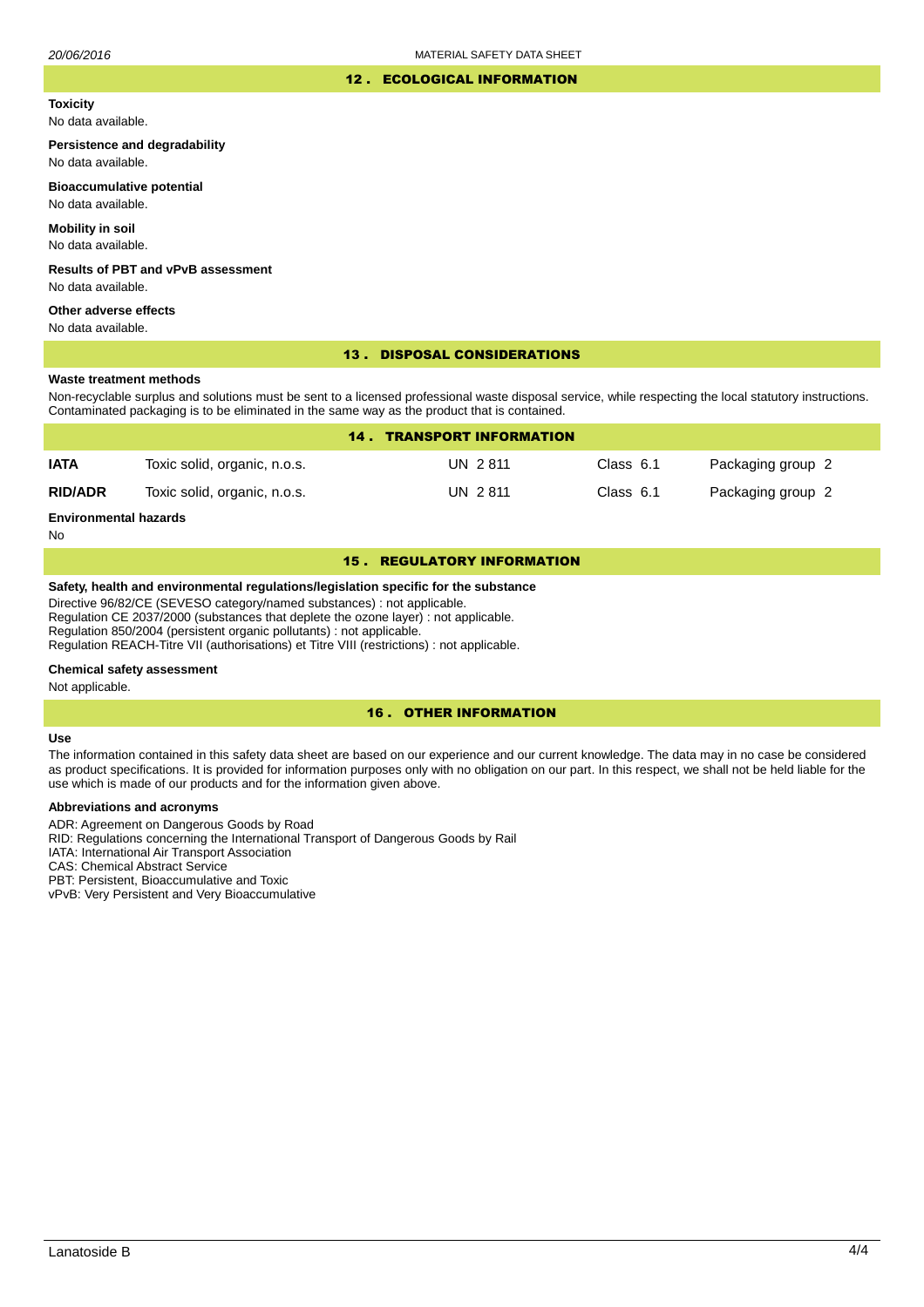## 12 . ECOLOGICAL INFORMATION

**Toxicity**

No data available.

**Persistence and degradability**

No data available.

**Bioaccumulative potential**

No data available.

**Mobility in soil**

No data available.

**Results of PBT and vPvB assessment**

No data available.

**Other adverse effects**

No data available.

## 13 . DISPOSAL CONSIDERATIONS

**Waste treatment methods**

Non-recyclable surplus and solutions must be sent to a licensed professional waste disposal service, while respecting the local statutory instructions. Contaminated packaging is to be eliminated in the same way as the product that is contained.

## 14 . TRANSPORT INFORMATION

| | | | | |
|---|---|---|---|---|
| **IATA** | Toxic solid, organic, n.o.s. | UN 2 811 | Class 6.1 | Packaging group 2 |
| **RID/ADR** | Toxic solid, organic, n.o.s. | UN 2 811 | Class 6.1 | Packaging group 2 |

**Environmental hazards**

No

## 15 . REGULATORY INFORMATION

**Safety, health and environmental regulations/legislation specific for the substance**

Directive 96/82/CE (SEVESO category/named substances) : not applicable.
Regulation CE 2037/2000 (substances that deplete the ozone layer) : not applicable.
Regulation 850/2004 (persistent organic pollutants) : not applicable.
Regulation REACH-Titre VII (authorisations) et Titre VIII (restrictions) : not applicable.

**Chemical safety assessment**

Not applicable.

## 16 . OTHER INFORMATION

**Use**

The information contained in this safety data sheet are based on our experience and our current knowledge. The data may in no case be considered as product specifications. It is provided for information purposes only with no obligation on our part. In this respect, we shall not be held liable for the use which is made of our products and for the information given above.

**Abbreviations and acronyms**

ADR: Agreement on Dangerous Goods by Road
RID: Regulations concerning the International Transport of Dangerous Goods by Rail
IATA: International Air Transport Association
CAS: Chemical Abstract Service
PBT: Persistent, Bioaccumulative and Toxic
vPvB: Very Persistent and Very Bioaccumulative